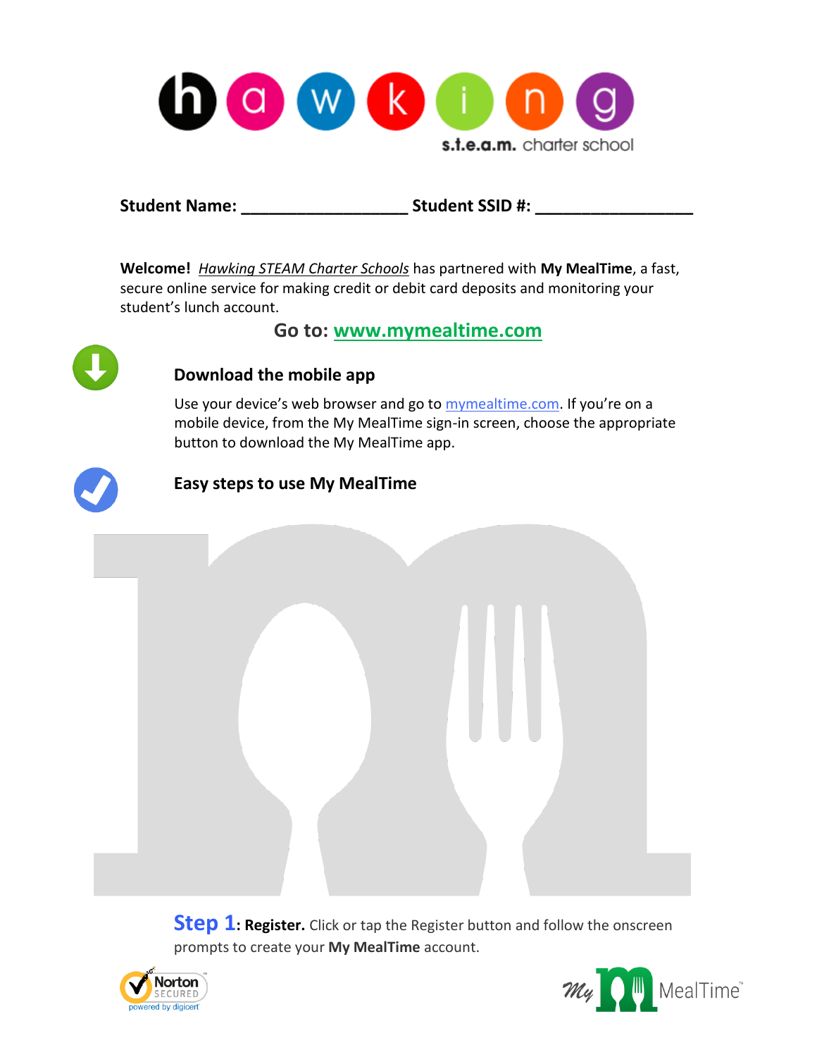# hawking

s.t.e.a.m. charter school

**Student Name: __________________ Student SSID #: _________________**

**Welcome!** *Hawking STEAM Charter Schools* has partnered with **My MealTime**, a fast, secure online service for making credit or debit card deposits and monitoring your student's lunch account.

## Go to: www.mymealtime.com

### Download the mobile app

Use your device's web browser and go to mymealtime.com. If you're on a mobile device, from the My MealTime sign-in screen, choose the appropriate button to download the My MealTime app.

### Easy steps to use My MealTime

**Step 1: Register.** Click or tap the Register button and follow the onscreen prompts to create your **My MealTime** account.

Norton SECURED powered by digicert

My MealTime™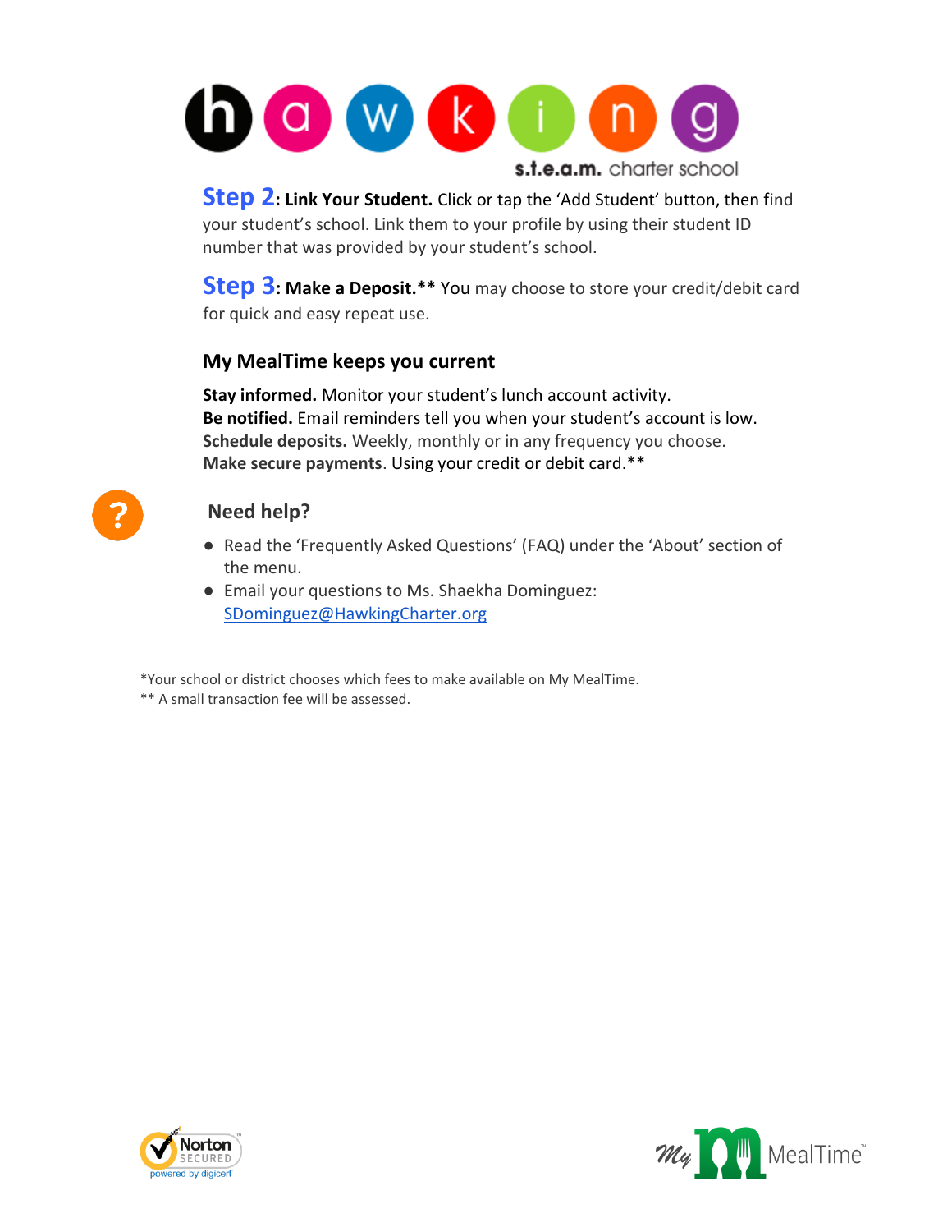**Step 2: Link Your Student.** Click or tap the 'Add Student' button, then find your student's school. Link them to your profile by using their student ID number that was provided by your student's school.

**Step 3: Make a Deposit.**** You may choose to store your credit/debit card for quick and easy repeat use.

## My MealTime keeps you current

**Stay informed.** Monitor your student's lunch account activity.
**Be notified.** Email reminders tell you when your student's account is low.
**Schedule deposits.** Weekly, monthly or in any frequency you choose.
**Make secure payments**. Using your credit or debit card.**

## Need help?

- Read the 'Frequently Asked Questions' (FAQ) under the 'About' section of the menu.
- Email your questions to Ms. Shaekha Dominguez: SDominguez@HawkingCharter.org

*Your school or district chooses which fees to make available on My MealTime.
** A small transaction fee will be assessed.